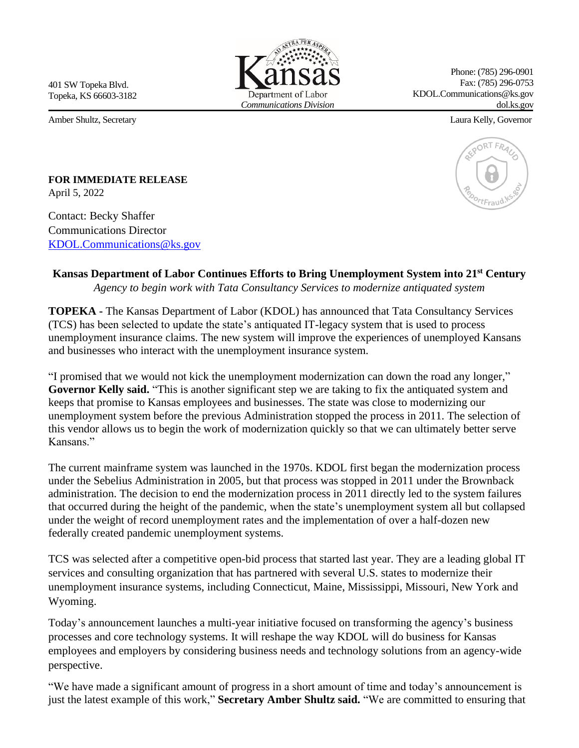401 SW Topeka Blvd.
Topeka, KS 66603-3182

Kansas Department of Labor
*Communications Division*

Phone: (785) 296-0901
Fax: (785) 296-0753
KDOL.Communications@ks.gov
dol.ks.gov

Amber Shultz, Secretary

Laura Kelly, Governor

**FOR IMMEDIATE RELEASE**
April 5, 2022

Contact: Becky Shaffer
Communications Director
KDOL.Communications@ks.gov

## Kansas Department of Labor Continues Efforts to Bring Unemployment System into 21st Century

*Agency to begin work with Tata Consultancy Services to modernize antiquated system*

**TOPEKA -** The Kansas Department of Labor (KDOL) has announced that Tata Consultancy Services (TCS) has been selected to update the state's antiquated IT-legacy system that is used to process unemployment insurance claims. The new system will improve the experiences of unemployed Kansans and businesses who interact with the unemployment insurance system.

"I promised that we would not kick the unemployment modernization can down the road any longer," **Governor Kelly said.** "This is another significant step we are taking to fix the antiquated system and keeps that promise to Kansas employees and businesses. The state was close to modernizing our unemployment system before the previous Administration stopped the process in 2011. The selection of this vendor allows us to begin the work of modernization quickly so that we can ultimately better serve Kansans."

The current mainframe system was launched in the 1970s. KDOL first began the modernization process under the Sebelius Administration in 2005, but that process was stopped in 2011 under the Brownback administration. The decision to end the modernization process in 2011 directly led to the system failures that occurred during the height of the pandemic, when the state's unemployment system all but collapsed under the weight of record unemployment rates and the implementation of over a half-dozen new federally created pandemic unemployment systems.

TCS was selected after a competitive open-bid process that started last year. They are a leading global IT services and consulting organization that has partnered with several U.S. states to modernize their unemployment insurance systems, including Connecticut, Maine, Mississippi, Missouri, New York and Wyoming.

Today's announcement launches a multi-year initiative focused on transforming the agency's business processes and core technology systems. It will reshape the way KDOL will do business for Kansas employees and employers by considering business needs and technology solutions from an agency-wide perspective.

"We have made a significant amount of progress in a short amount of time and today's announcement is just the latest example of this work," **Secretary Amber Shultz said.** "We are committed to ensuring that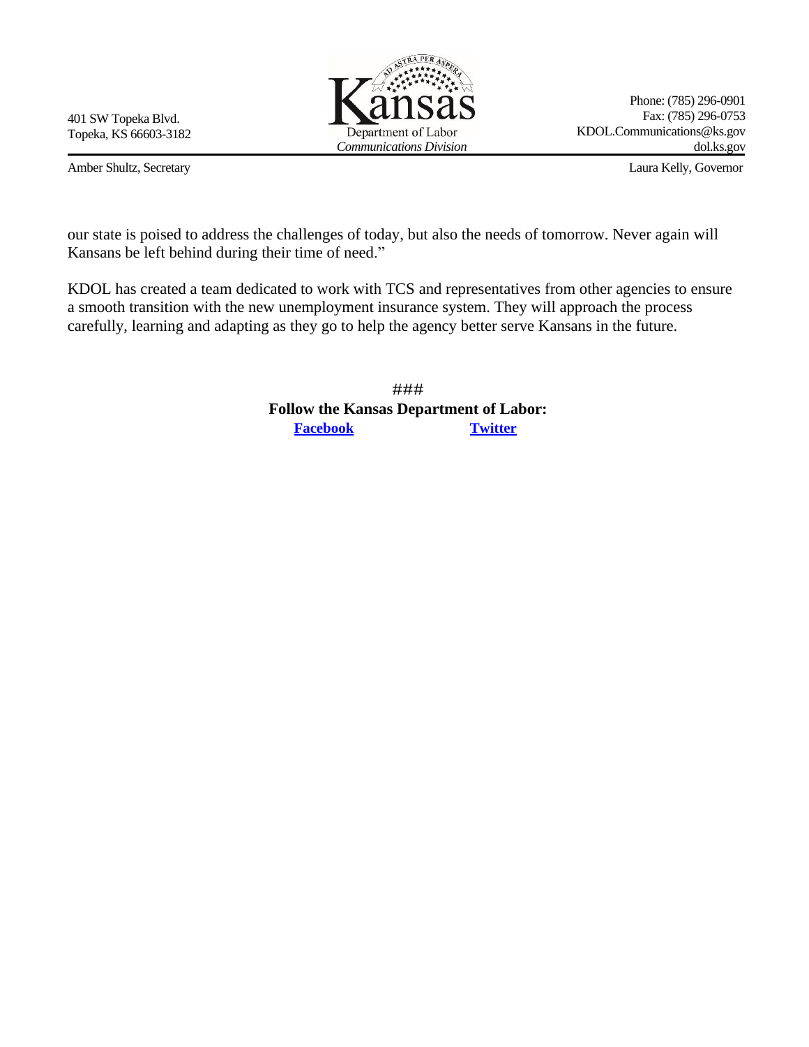our state is poised to address the challenges of today, but also the needs of tomorrow. Never again will Kansans be left behind during their time of need."

KDOL has created a team dedicated to work with TCS and representatives from other agencies to ensure a smooth transition with the new unemployment insurance system. They will approach the process carefully, learning and adapting as they go to help the agency better serve Kansans in the future.

###

**Follow the Kansas Department of Labor:**

**Facebook** **Twitter**